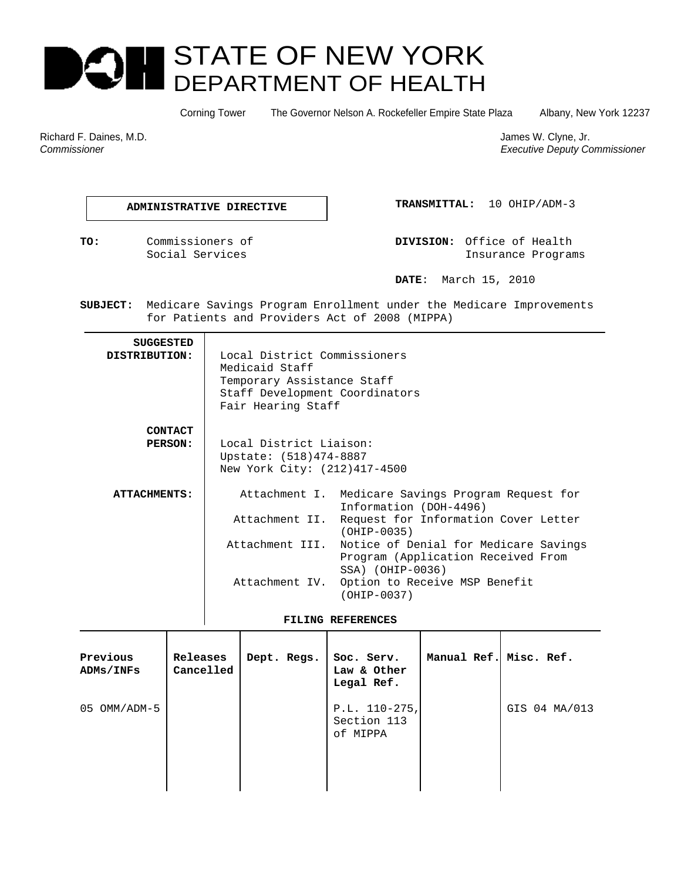# STATE OF NEW YORK
# DEPARTMENT OF HEALTH

Corning Tower The Governor Nelson A. Rockefeller Empire State Plaza Albany, New York 12237

Richard F. Daines, M.D.
*Commissioner*

James W. Clyne, Jr.
*Executive Deputy Commissioner*

**ADMINISTRATIVE DIRECTIVE**

**TRANSMITTAL:** 10 OHIP/ADM-3

**TO:** Commissioners of Social Services

**DIVISION:** Office of Health Insurance Programs

**DATE**: March 15, 2010

**SUBJECT:** Medicare Savings Program Enrollment under the Medicare Improvements for Patients and Providers Act of 2008 (MIPPA)

**SUGGESTED DISTRIBUTION:**
Local District Commissioners
Medicaid Staff
Temporary Assistance Staff
Staff Development Coordinators
Fair Hearing Staff

**CONTACT PERSON:**
Local District Liaison:
Upstate: (518)474-8887
New York City: (212)417-4500

**ATTACHMENTS:**
- Attachment I. Medicare Savings Program Request for Information (DOH-4496)
- Attachment II. Request for Information Cover Letter (OHIP-0035)
- Attachment III. Notice of Denial for Medicare Savings Program (Application Received From SSA) (OHIP-0036)
- Attachment IV. Option to Receive MSP Benefit (OHIP-0037)

**FILING REFERENCES**

| Previous ADMs/INFs | Releases Cancelled | Dept. Regs. | Soc. Serv. Law & Other Legal Ref. | Manual Ref. | Misc. Ref. |
|---|---|---|---|---|---|
| 05 OMM/ADM-5 | | | P.L. 110-275, Section 113 of MIPPA | | GIS 04 MA/013 |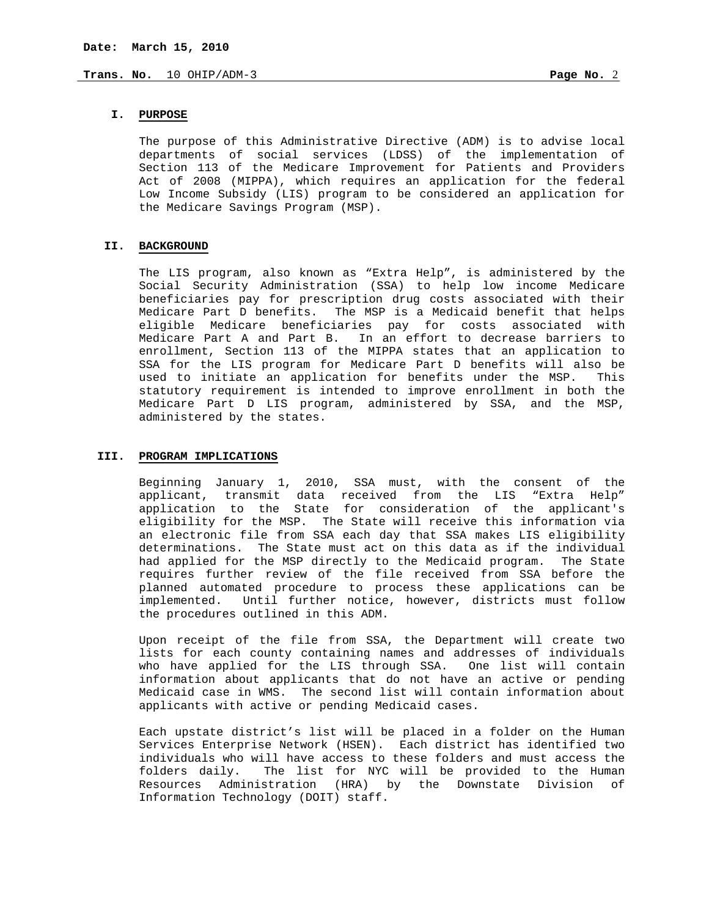## I. PURPOSE

The purpose of this Administrative Directive (ADM) is to advise local departments of social services (LDSS) of the implementation of Section 113 of the Medicare Improvement for Patients and Providers Act of 2008 (MIPPA), which requires an application for the federal Low Income Subsidy (LIS) program to be considered an application for the Medicare Savings Program (MSP).

## II. BACKGROUND

The LIS program, also known as "Extra Help", is administered by the Social Security Administration (SSA) to help low income Medicare beneficiaries pay for prescription drug costs associated with their Medicare Part D benefits. The MSP is a Medicaid benefit that helps eligible Medicare beneficiaries pay for costs associated with Medicare Part A and Part B. In an effort to decrease barriers to enrollment, Section 113 of the MIPPA states that an application to SSA for the LIS program for Medicare Part D benefits will also be used to initiate an application for benefits under the MSP. This statutory requirement is intended to improve enrollment in both the Medicare Part D LIS program, administered by SSA, and the MSP, administered by the states.

## III. PROGRAM IMPLICATIONS

Beginning January 1, 2010, SSA must, with the consent of the applicant, transmit data received from the LIS "Extra Help" application to the State for consideration of the applicant's eligibility for the MSP. The State will receive this information via an electronic file from SSA each day that SSA makes LIS eligibility determinations. The State must act on this data as if the individual had applied for the MSP directly to the Medicaid program. The State requires further review of the file received from SSA before the planned automated procedure to process these applications can be implemented. Until further notice, however, districts must follow the procedures outlined in this ADM.

Upon receipt of the file from SSA, the Department will create two lists for each county containing names and addresses of individuals who have applied for the LIS through SSA. One list will contain information about applicants that do not have an active or pending Medicaid case in WMS. The second list will contain information about applicants with active or pending Medicaid cases.

Each upstate district's list will be placed in a folder on the Human Services Enterprise Network (HSEN). Each district has identified two individuals who will have access to these folders and must access the folders daily. The list for NYC will be provided to the Human Resources Administration (HRA) by the Downstate Division of Information Technology (DOIT) staff.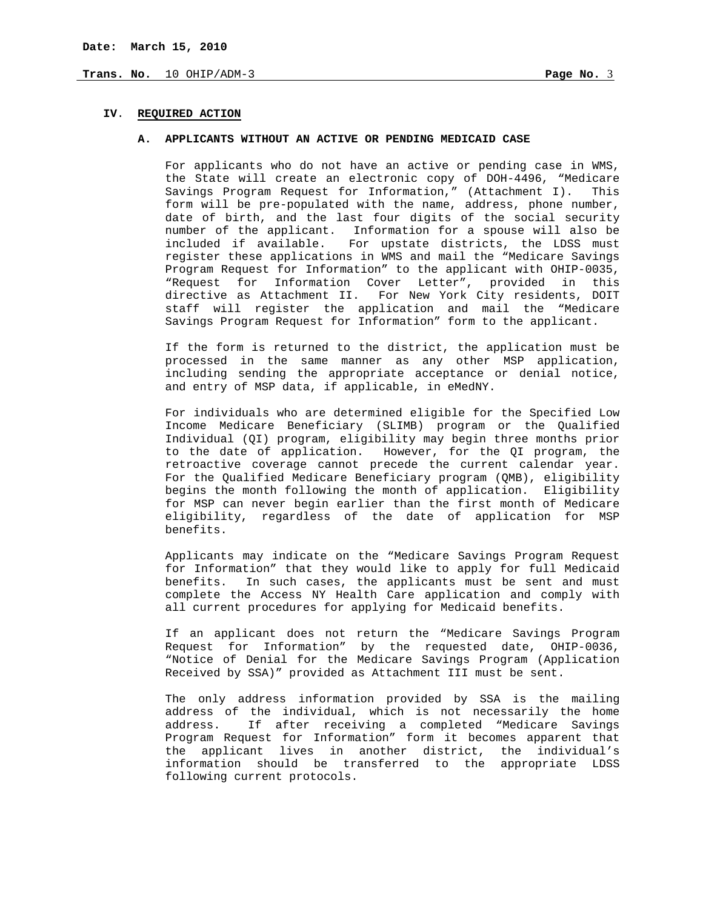## IV. REQUIRED ACTION

### A. APPLICANTS WITHOUT AN ACTIVE OR PENDING MEDICAID CASE

For applicants who do not have an active or pending case in WMS, the State will create an electronic copy of DOH-4496, "Medicare Savings Program Request for Information," (Attachment I). This form will be pre-populated with the name, address, phone number, date of birth, and the last four digits of the social security number of the applicant. Information for a spouse will also be included if available. For upstate districts, the LDSS must register these applications in WMS and mail the "Medicare Savings Program Request for Information" to the applicant with OHIP-0035, "Request for Information Cover Letter", provided in this directive as Attachment II. For New York City residents, DOIT staff will register the application and mail the "Medicare Savings Program Request for Information" form to the applicant.

If the form is returned to the district, the application must be processed in the same manner as any other MSP application, including sending the appropriate acceptance or denial notice, and entry of MSP data, if applicable, in eMedNY.

For individuals who are determined eligible for the Specified Low Income Medicare Beneficiary (SLIMB) program or the Qualified Individual (QI) program, eligibility may begin three months prior to the date of application. However, for the QI program, the retroactive coverage cannot precede the current calendar year. For the Qualified Medicare Beneficiary program (QMB), eligibility begins the month following the month of application. Eligibility for MSP can never begin earlier than the first month of Medicare eligibility, regardless of the date of application for MSP benefits.

Applicants may indicate on the "Medicare Savings Program Request for Information" that they would like to apply for full Medicaid benefits. In such cases, the applicants must be sent and must complete the Access NY Health Care application and comply with all current procedures for applying for Medicaid benefits.

If an applicant does not return the "Medicare Savings Program Request for Information" by the requested date, OHIP-0036, "Notice of Denial for the Medicare Savings Program (Application Received by SSA)" provided as Attachment III must be sent.

The only address information provided by SSA is the mailing address of the individual, which is not necessarily the home address. If after receiving a completed "Medicare Savings Program Request for Information" form it becomes apparent that the applicant lives in another district, the individual's information should be transferred to the appropriate LDSS following current protocols.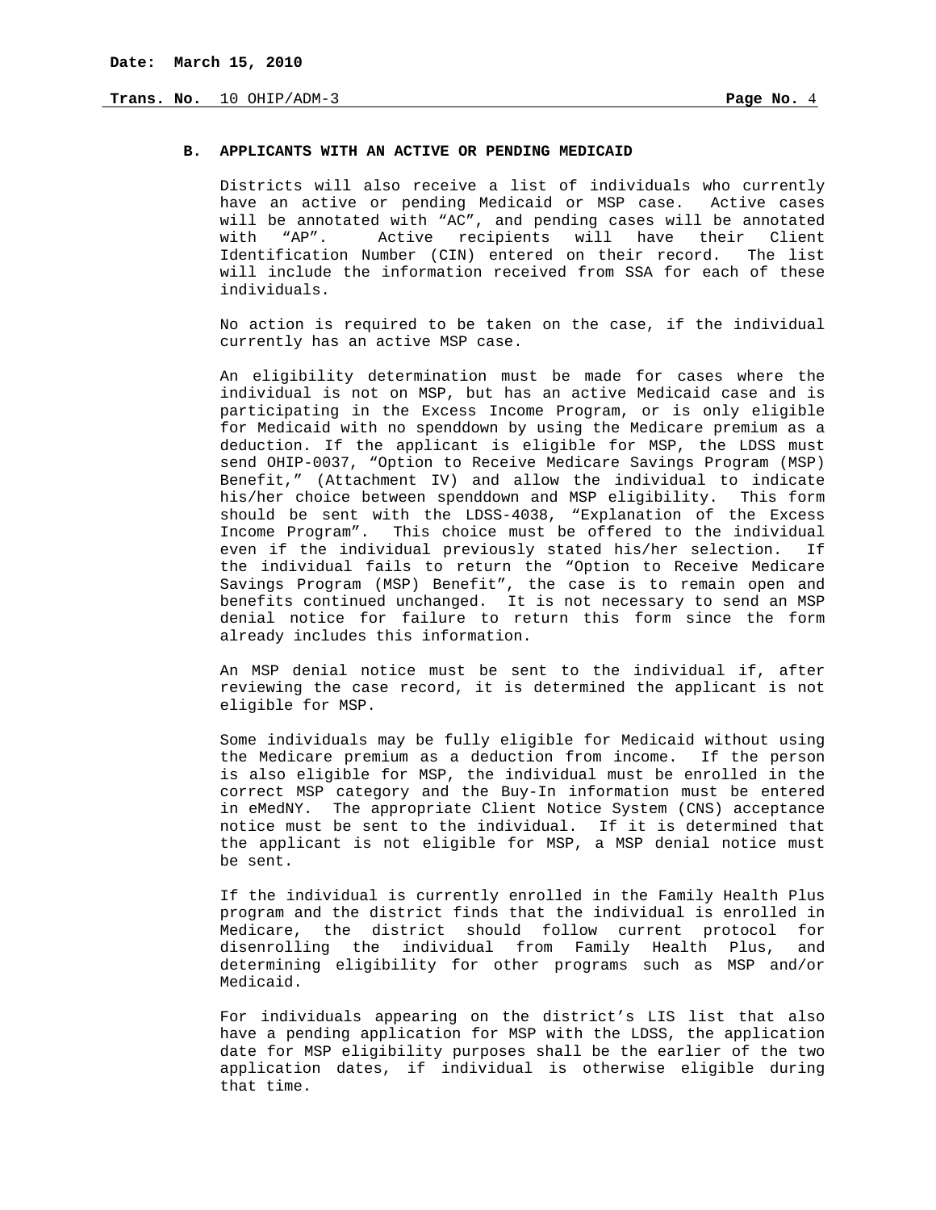### B. APPLICANTS WITH AN ACTIVE OR PENDING MEDICAID

Districts will also receive a list of individuals who currently have an active or pending Medicaid or MSP case. Active cases will be annotated with "AC", and pending cases will be annotated with "AP". Active recipients will have their Client Identification Number (CIN) entered on their record. The list will include the information received from SSA for each of these individuals.

No action is required to be taken on the case, if the individual currently has an active MSP case.

An eligibility determination must be made for cases where the individual is not on MSP, but has an active Medicaid case and is participating in the Excess Income Program, or is only eligible for Medicaid with no spenddown by using the Medicare premium as a deduction. If the applicant is eligible for MSP, the LDSS must send OHIP-0037, "Option to Receive Medicare Savings Program (MSP) Benefit," (Attachment IV) and allow the individual to indicate his/her choice between spenddown and MSP eligibility. This form should be sent with the LDSS-4038, "Explanation of the Excess Income Program". This choice must be offered to the individual even if the individual previously stated his/her selection. If the individual fails to return the "Option to Receive Medicare Savings Program (MSP) Benefit", the case is to remain open and benefits continued unchanged. It is not necessary to send an MSP denial notice for failure to return this form since the form already includes this information.

An MSP denial notice must be sent to the individual if, after reviewing the case record, it is determined the applicant is not eligible for MSP.

Some individuals may be fully eligible for Medicaid without using the Medicare premium as a deduction from income. If the person is also eligible for MSP, the individual must be enrolled in the correct MSP category and the Buy-In information must be entered in eMedNY. The appropriate Client Notice System (CNS) acceptance notice must be sent to the individual. If it is determined that the applicant is not eligible for MSP, a MSP denial notice must be sent.

If the individual is currently enrolled in the Family Health Plus program and the district finds that the individual is enrolled in Medicare, the district should follow current protocol for disenrolling the individual from Family Health Plus, and determining eligibility for other programs such as MSP and/or Medicaid.

For individuals appearing on the district's LIS list that also have a pending application for MSP with the LDSS, the application date for MSP eligibility purposes shall be the earlier of the two application dates, if individual is otherwise eligible during that time.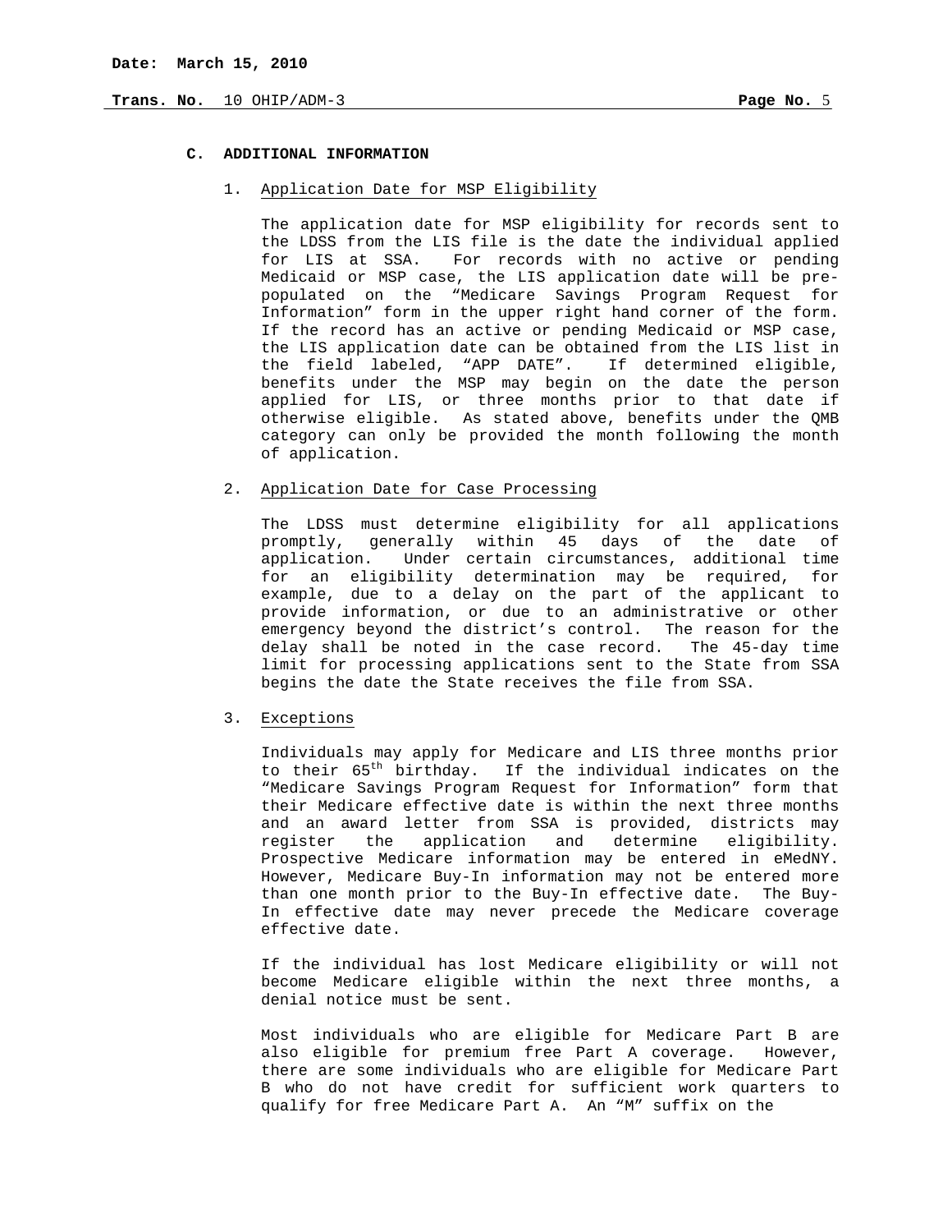## C. ADDITIONAL INFORMATION

### 1. Application Date for MSP Eligibility

The application date for MSP eligibility for records sent to the LDSS from the LIS file is the date the individual applied for LIS at SSA. For records with no active or pending Medicaid or MSP case, the LIS application date will be pre-populated on the "Medicare Savings Program Request for Information" form in the upper right hand corner of the form. If the record has an active or pending Medicaid or MSP case, the LIS application date can be obtained from the LIS list in the field labeled, "APP DATE". If determined eligible, benefits under the MSP may begin on the date the person applied for LIS, or three months prior to that date if otherwise eligible. As stated above, benefits under the QMB category can only be provided the month following the month of application.

### 2. Application Date for Case Processing

The LDSS must determine eligibility for all applications promptly, generally within 45 days of the date of application. Under certain circumstances, additional time for an eligibility determination may be required, for example, due to a delay on the part of the applicant to provide information, or due to an administrative or other emergency beyond the district's control. The reason for the delay shall be noted in the case record. The 45-day time limit for processing applications sent to the State from SSA begins the date the State receives the file from SSA.

### 3. Exceptions

Individuals may apply for Medicare and LIS three months prior to their 65th birthday. If the individual indicates on the "Medicare Savings Program Request for Information" form that their Medicare effective date is within the next three months and an award letter from SSA is provided, districts may register the application and determine eligibility. Prospective Medicare information may be entered in eMedNY. However, Medicare Buy-In information may not be entered more than one month prior to the Buy-In effective date. The Buy-In effective date may never precede the Medicare coverage effective date.

If the individual has lost Medicare eligibility or will not become Medicare eligible within the next three months, a denial notice must be sent.

Most individuals who are eligible for Medicare Part B are also eligible for premium free Part A coverage. However, there are some individuals who are eligible for Medicare Part B who do not have credit for sufficient work quarters to qualify for free Medicare Part A. An "M" suffix on the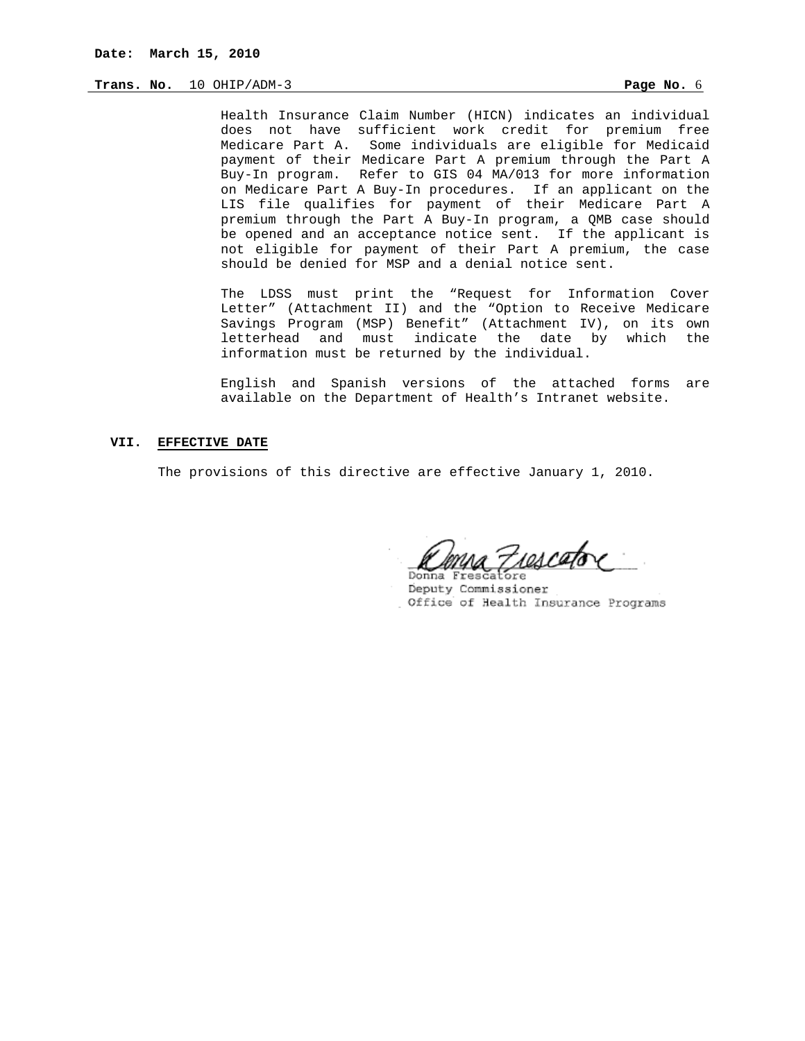Health Insurance Claim Number (HICN) indicates an individual does not have sufficient work credit for premium free Medicare Part A. Some individuals are eligible for Medicaid payment of their Medicare Part A premium through the Part A Buy-In program. Refer to GIS 04 MA/013 for more information on Medicare Part A Buy-In procedures. If an applicant on the LIS file qualifies for payment of their Medicare Part A premium through the Part A Buy-In program, a QMB case should be opened and an acceptance notice sent. If the applicant is not eligible for payment of their Part A premium, the case should be denied for MSP and a denial notice sent.

The LDSS must print the "Request for Information Cover Letter" (Attachment II) and the "Option to Receive Medicare Savings Program (MSP) Benefit" (Attachment IV), on its own letterhead and must indicate the date by which the information must be returned by the individual.

English and Spanish versions of the attached forms are available on the Department of Health's Intranet website.

## VII. EFFECTIVE DATE

The provisions of this directive are effective January 1, 2010.

Donna Frescatore
Deputy Commissioner
Office of Health Insurance Programs